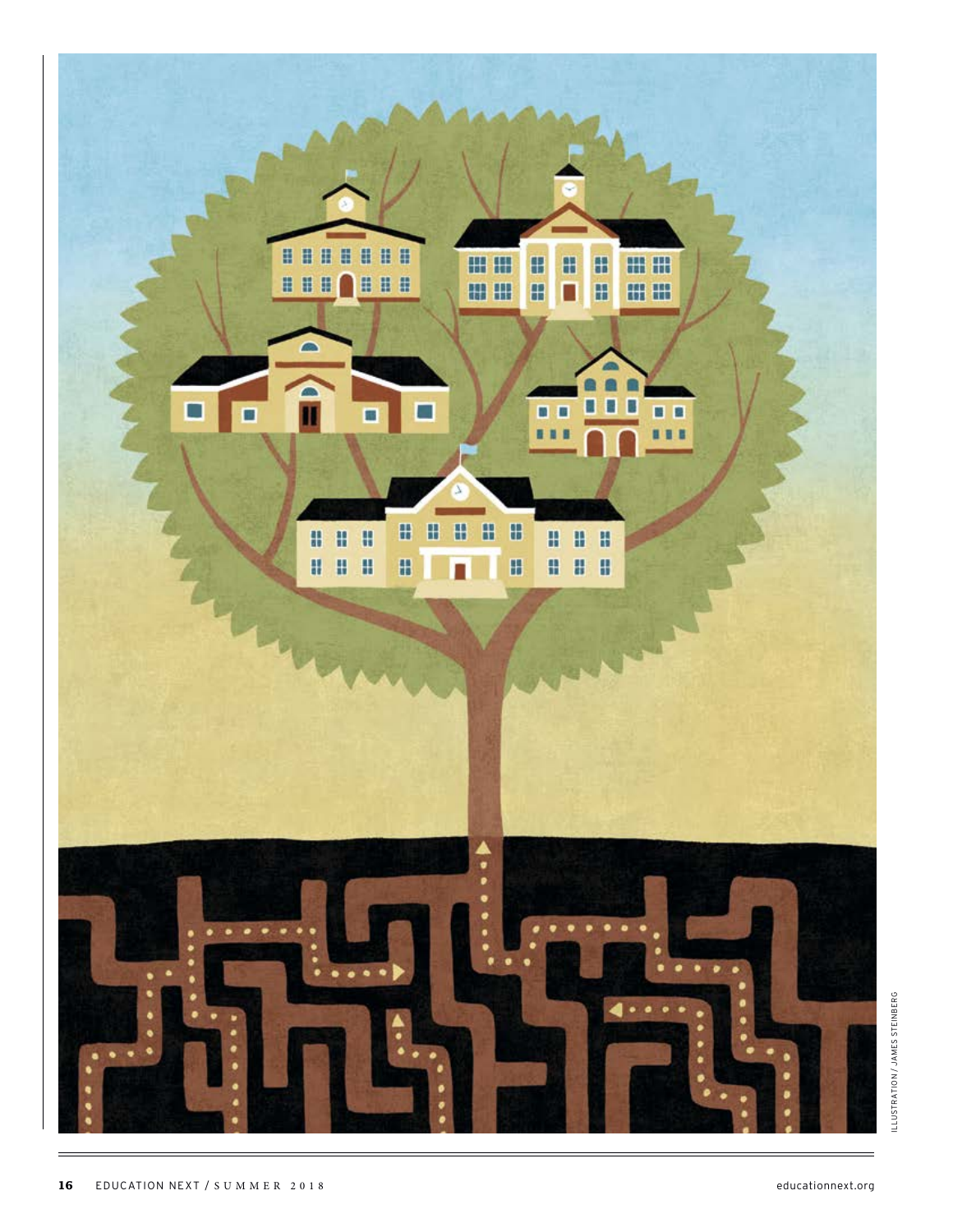ILLUSTRATION / JAMES STEINBERG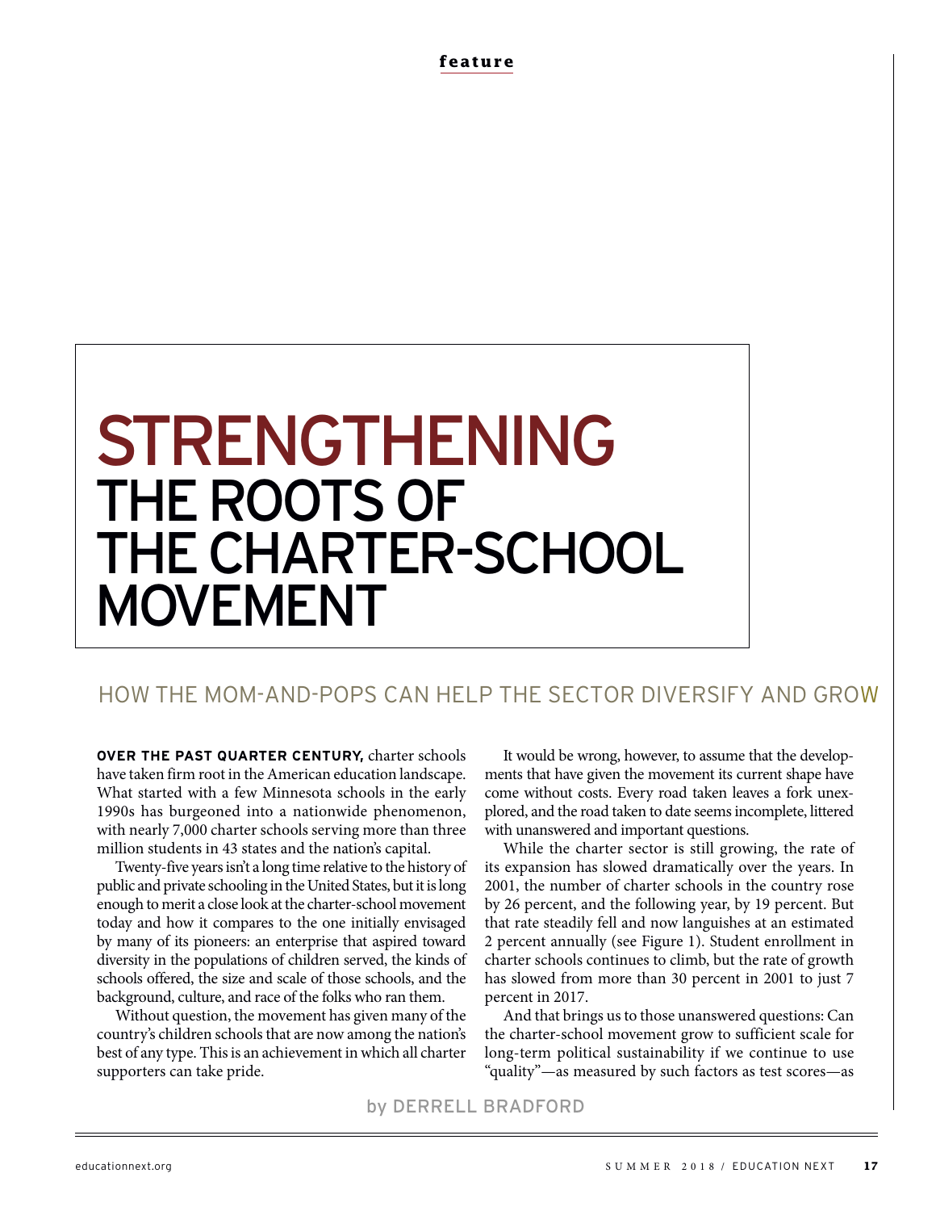feature

# STRENGTHENING THE ROOTS OF THE CHARTER-SCHOOL MOVEMENT

## HOW THE MOM-AND-POPS CAN HELP THE SECTOR DIVERSIFY AND GROW

**OVER THE PAST QUARTER CENTURY,** charter schools have taken firm root in the American education landscape. What started with a few Minnesota schools in the early 1990s has burgeoned into a nationwide phenomenon, with nearly 7,000 charter schools serving more than three million students in 43 states and the nation's capital.

Twenty-five years isn't a long time relative to the history of public and private schooling in the United States, but it is long enough to merit a close look at the charter-school movement today and how it compares to the one initially envisaged by many of its pioneers: an enterprise that aspired toward diversity in the populations of children served, the kinds of schools offered, the size and scale of those schools, and the background, culture, and race of the folks who ran them.

Without question, the movement has given many of the country's children schools that are now among the nation's best of any type. This is an achievement in which all charter supporters can take pride.

It would be wrong, however, to assume that the developments that have given the movement its current shape have come without costs. Every road taken leaves a fork unexplored, and the road taken to date seems incomplete, littered with unanswered and important questions.

While the charter sector is still growing, the rate of its expansion has slowed dramatically over the years. In 2001, the number of charter schools in the country rose by 26 percent, and the following year, by 19 percent. But that rate steadily fell and now languishes at an estimated 2 percent annually (see Figure 1). Student enrollment in charter schools continues to climb, but the rate of growth has slowed from more than 30 percent in 2001 to just 7 percent in 2017.

And that brings us to those unanswered questions: Can the charter-school movement grow to sufficient scale for long-term political sustainability if we continue to use "quality"—as measured by such factors as test scores—as

by DERRELL BRADFORD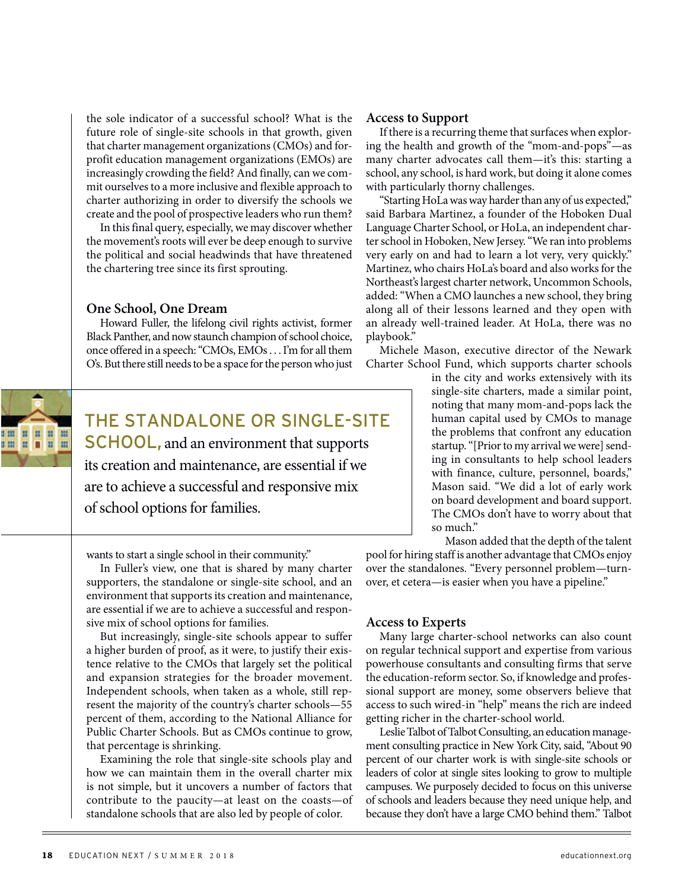the sole indicator of a successful school? What is the future role of single-site schools in that growth, given that charter management organizations (CMOs) and for-profit education management organizations (EMOs) are increasingly crowding the field? And finally, can we commit ourselves to a more inclusive and flexible approach to charter authorizing in order to diversify the schools we create and the pool of prospective leaders who run them?

In this final query, especially, we may discover whether the movement's roots will ever be deep enough to survive the political and social headwinds that have threatened the chartering tree since its first sprouting.

### One School, One Dream

Howard Fuller, the lifelong civil rights activist, former Black Panther, and now staunch champion of school choice, once offered in a speech: "CMOs, EMOs . . . I'm for all them O's. But there still needs to be a space for the person who just wants to start a single school in their community."

> **THE STANDALONE OR SINGLE-SITE SCHOOL,** and an environment that supports its creation and maintenance, are essential if we are to achieve a successful and responsive mix of school options for families.

In Fuller's view, one that is shared by many charter supporters, the standalone or single-site school, and an environment that supports its creation and maintenance, are essential if we are to achieve a successful and responsive mix of school options for families.

But increasingly, single-site schools appear to suffer a higher burden of proof, as it were, to justify their existence relative to the CMOs that largely set the political and expansion strategies for the broader movement. Independent schools, when taken as a whole, still represent the majority of the country's charter schools—55 percent of them, according to the National Alliance for Public Charter Schools. But as CMOs continue to grow, that percentage is shrinking.

Examining the role that single-site schools play and how we can maintain them in the overall charter mix is not simple, but it uncovers a number of factors that contribute to the paucity—at least on the coasts—of standalone schools that are also led by people of color.

### Access to Support

If there is a recurring theme that surfaces when exploring the health and growth of the "mom-and-pops"—as many charter advocates call them—it's this: starting a school, any school, is hard work, but doing it alone comes with particularly thorny challenges.

"Starting HoLa was way harder than any of us expected," said Barbara Martinez, a founder of the Hoboken Dual Language Charter School, or HoLa, an independent charter school in Hoboken, New Jersey. "We ran into problems very early on and had to learn a lot very, very quickly." Martinez, who chairs HoLa's board and also works for the Northeast's largest charter network, Uncommon Schools, added: "When a CMO launches a new school, they bring along all of their lessons learned and they open with an already well-trained leader. At HoLa, there was no playbook."

Michele Mason, executive director of the Newark Charter School Fund, which supports charter schools in the city and works extensively with its single-site charters, made a similar point, noting that many mom-and-pops lack the human capital used by CMOs to manage the problems that confront any education startup. "[Prior to my arrival we were] sending in consultants to help school leaders with finance, culture, personnel, boards," Mason said. "We did a lot of early work on board development and board support. The CMOs don't have to worry about that so much."

Mason added that the depth of the talent pool for hiring staff is another advantage that CMOs enjoy over the standalones. "Every personnel problem—turnover, et cetera—is easier when you have a pipeline."

### Access to Experts

Many large charter-school networks can also count on regular technical support and expertise from various powerhouse consultants and consulting firms that serve the education-reform sector. So, if knowledge and professional support are money, some observers believe that access to such wired-in "help" means the rich are indeed getting richer in the charter-school world.

Leslie Talbot of Talbot Consulting, an education management consulting practice in New York City, said, "About 90 percent of our charter work is with single-site schools or leaders of color at single sites looking to grow to multiple campuses. We purposely decided to focus on this universe of schools and leaders because they need unique help, and because they don't have a large CMO behind them." Talbot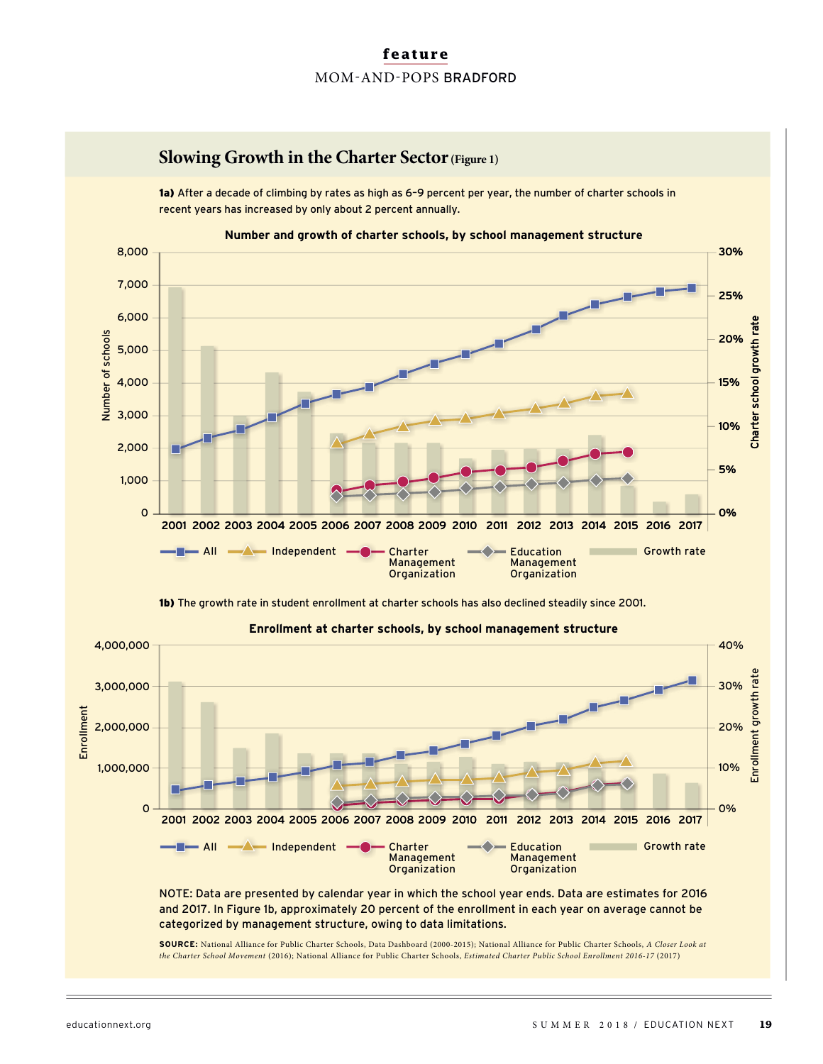## Slowing Growth in the Charter Sector (Figure 1)

**1a)** After a decade of climbing by rates as high as 6–9 percent per year, the number of charter schools in recent years has increased by only about 2 percent annually.

**Number and growth of charter schools, by school management structure**

**1b)** The growth rate in student enrollment at charter schools has also declined steadily since 2001.

**Enrollment at charter schools, by school management structure**

NOTE: Data are presented by calendar year in which the school year ends. Data are estimates for 2016 and 2017. In Figure 1b, approximately 20 percent of the enrollment in each year on average cannot be categorized by management structure, owing to data limitations.

**SOURCE:** National Alliance for Public Charter Schools, Data Dashboard (2000-2015); National Alliance for Public Charter Schools, *A Closer Look at the Charter School Movement* (2016); National Alliance for Public Charter Schools, *Estimated Charter Public School Enrollment 2016-17* (2017)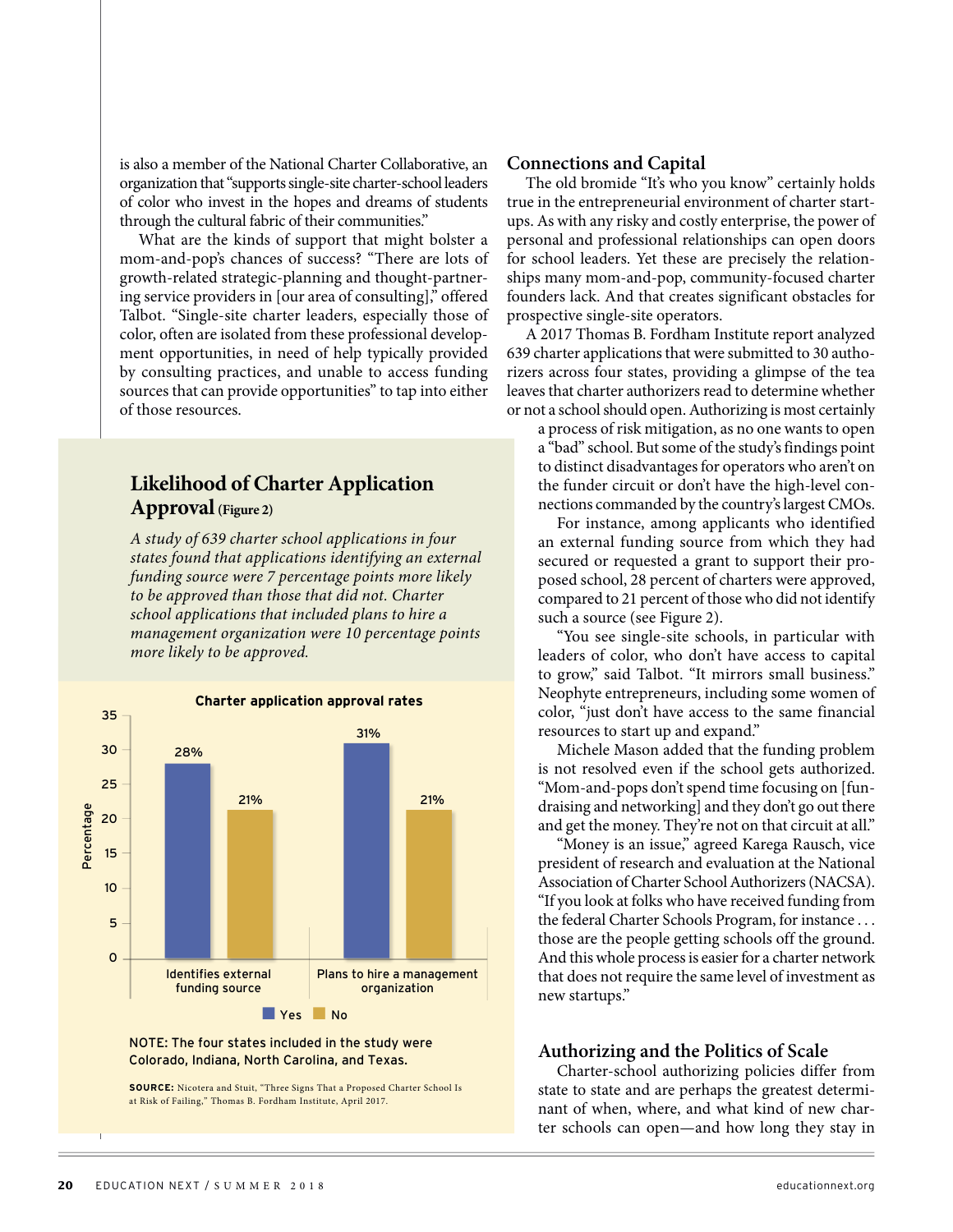is also a member of the National Charter Collaborative, an organization that "supports single-site charter-school leaders of color who invest in the hopes and dreams of students through the cultural fabric of their communities."

What are the kinds of support that might bolster a mom-and-pop's chances of success? "There are lots of growth-related strategic-planning and thought-partnering service providers in [our area of consulting]," offered Talbot. "Single-site charter leaders, especially those of color, often are isolated from these professional development opportunities, in need of help typically provided by consulting practices, and unable to access funding sources that can provide opportunities" to tap into either of those resources.

### Likelihood of Charter Application Approval (Figure 2)

*A study of 639 charter school applications in four states found that applications identifying an external funding source were 7 percentage points more likely to be approved than those that did not. Charter school applications that included plans to hire a management organization were 10 percentage points more likely to be approved.*

**Charter application approval rates**

| | Yes | No |
|---|---|---|
| Identifies external funding source | 28% | 21% |
| Plans to hire a management organization | 31% | 21% |

NOTE: The four states included in the study were Colorado, Indiana, North Carolina, and Texas.

**SOURCE:** Nicotera and Stuit, "Three Signs That a Proposed Charter School Is at Risk of Failing," Thomas B. Fordham Institute, April 2017.

## Connections and Capital

The old bromide "It's who you know" certainly holds true in the entrepreneurial environment of charter startups. As with any risky and costly enterprise, the power of personal and professional relationships can open doors for school leaders. Yet these are precisely the relationships many mom-and-pop, community-focused charter founders lack. And that creates significant obstacles for prospective single-site operators.

A 2017 Thomas B. Fordham Institute report analyzed 639 charter applications that were submitted to 30 authorizers across four states, providing a glimpse of the tea leaves that charter authorizers read to determine whether or not a school should open. Authorizing is most certainly a process of risk mitigation, as no one wants to open a "bad" school. But some of the study's findings point to distinct disadvantages for operators who aren't on the funder circuit or don't have the high-level connections commanded by the country's largest CMOs.

For instance, among applicants who identified an external funding source from which they had secured or requested a grant to support their proposed school, 28 percent of charters were approved, compared to 21 percent of those who did not identify such a source (see Figure 2).

"You see single-site schools, in particular with leaders of color, who don't have access to capital to grow," said Talbot. "It mirrors small business." Neophyte entrepreneurs, including some women of color, "just don't have access to the same financial resources to start up and expand."

Michele Mason added that the funding problem is not resolved even if the school gets authorized. "Mom-and-pops don't spend time focusing on [fundraising and networking] and they don't go out there and get the money. They're not on that circuit at all."

"Money is an issue," agreed Karega Rausch, vice president of research and evaluation at the National Association of Charter School Authorizers (NACSA). "If you look at folks who have received funding from the federal Charter Schools Program, for instance . . . those are the people getting schools off the ground. And this whole process is easier for a charter network that does not require the same level of investment as new startups."

## Authorizing and the Politics of Scale

Charter-school authorizing policies differ from state to state and are perhaps the greatest determinant of when, where, and what kind of new charter schools can open—and how long they stay in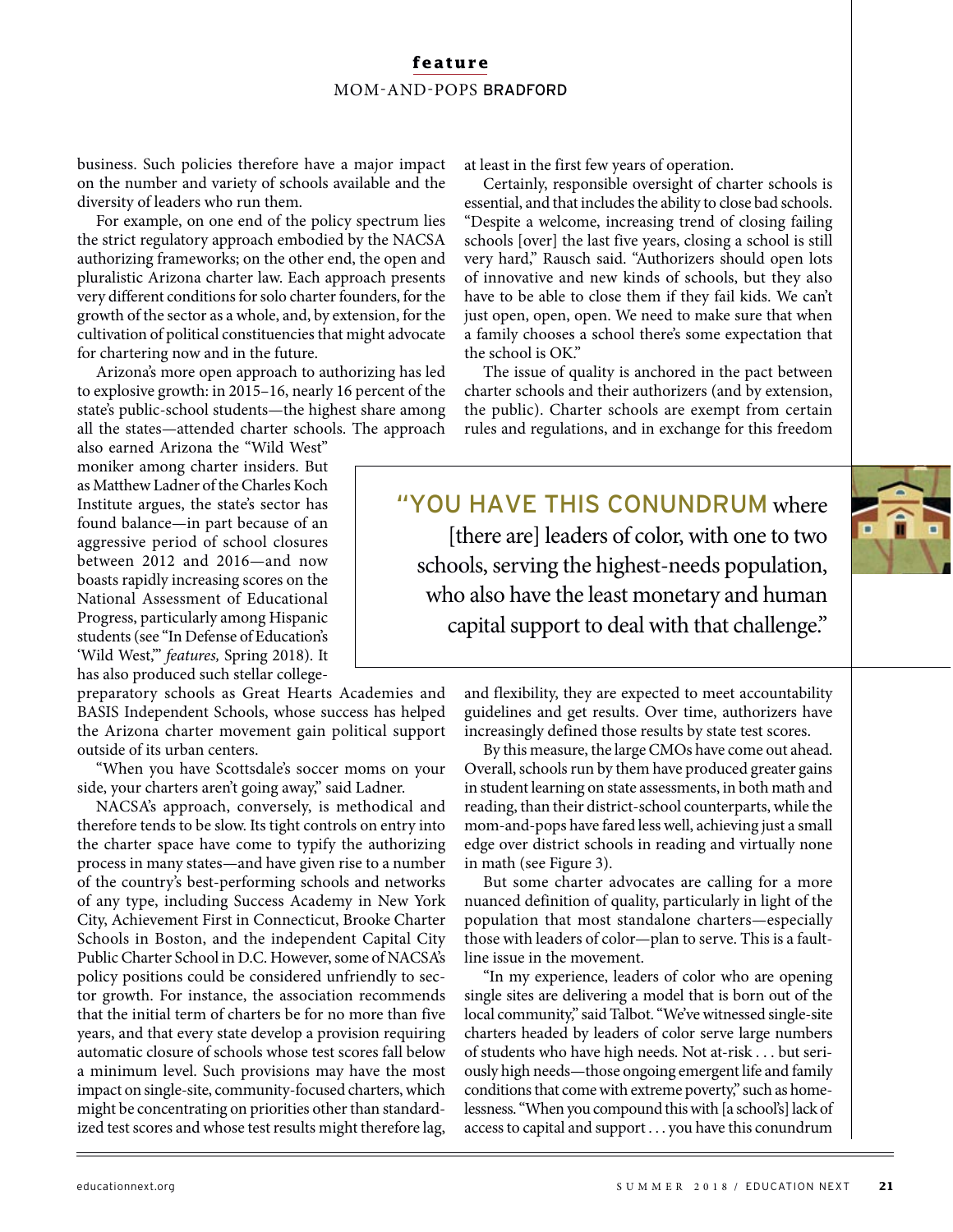business. Such policies therefore have a major impact on the number and variety of schools available and the diversity of leaders who run them.

For example, on one end of the policy spectrum lies the strict regulatory approach embodied by the NACSA authorizing frameworks; on the other end, the open and pluralistic Arizona charter law. Each approach presents very different conditions for solo charter founders, for the growth of the sector as a whole, and, by extension, for the cultivation of political constituencies that might advocate for chartering now and in the future.

Arizona's more open approach to authorizing has led to explosive growth: in 2015–16, nearly 16 percent of the state's public-school students—the highest share among all the states—attended charter schools. The approach also earned Arizona the "Wild West" moniker among charter insiders. But as Matthew Ladner of the Charles Koch Institute argues, the state's sector has found balance—in part because of an aggressive period of school closures between 2012 and 2016—and now boasts rapidly increasing scores on the National Assessment of Educational Progress, particularly among Hispanic students (see "In Defense of Education's 'Wild West,'" *features,* Spring 2018). It has also produced such stellar college-preparatory schools as Great Hearts Academies and BASIS Independent Schools, whose success has helped the Arizona charter movement gain political support outside of its urban centers.

"When you have Scottsdale's soccer moms on your side, your charters aren't going away," said Ladner.

NACSA's approach, conversely, is methodical and therefore tends to be slow. Its tight controls on entry into the charter space have come to typify the authorizing process in many states—and have given rise to a number of the country's best-performing schools and networks of any type, including Success Academy in New York City, Achievement First in Connecticut, Brooke Charter Schools in Boston, and the independent Capital City Public Charter School in D.C. However, some of NACSA's policy positions could be considered unfriendly to sector growth. For instance, the association recommends that the initial term of charters be for no more than five years, and that every state develop a provision requiring automatic closure of schools whose test scores fall below a minimum level. Such provisions may have the most impact on single-site, community-focused charters, which might be concentrating on priorities other than standardized test scores and whose test results might therefore lag, at least in the first few years of operation.

Certainly, responsible oversight of charter schools is essential, and that includes the ability to close bad schools. "Despite a welcome, increasing trend of closing failing schools [over] the last five years, closing a school is still very hard," Rausch said. "Authorizers should open lots of innovative and new kinds of schools, but they also have to be able to close them if they fail kids. We can't just open, open, open. We need to make sure that when a family chooses a school there's some expectation that the school is OK."

The issue of quality is anchored in the pact between charter schools and their authorizers (and by extension, the public). Charter schools are exempt from certain rules and regulations, and in exchange for this freedom and flexibility, they are expected to meet accountability guidelines and get results. Over time, authorizers have increasingly defined those results by state test scores.

> "YOU HAVE THIS CONUNDRUM where [there are] leaders of color, with one to two schools, serving the highest-needs population, who also have the least monetary and human capital support to deal with that challenge."

By this measure, the large CMOs have come out ahead. Overall, schools run by them have produced greater gains in student learning on state assessments, in both math and reading, than their district-school counterparts, while the mom-and-pops have fared less well, achieving just a small edge over district schools in reading and virtually none in math (see Figure 3).

But some charter advocates are calling for a more nuanced definition of quality, particularly in light of the population that most standalone charters—especially those with leaders of color—plan to serve. This is a faultline issue in the movement.

"In my experience, leaders of color who are opening single sites are delivering a model that is born out of the local community," said Talbot. "We've witnessed single-site charters headed by leaders of color serve large numbers of students who have high needs. Not at-risk . . . but seriously high needs—those ongoing emergent life and family conditions that come with extreme poverty," such as homelessness. "When you compound this with [a school's] lack of access to capital and support . . . you have this conundrum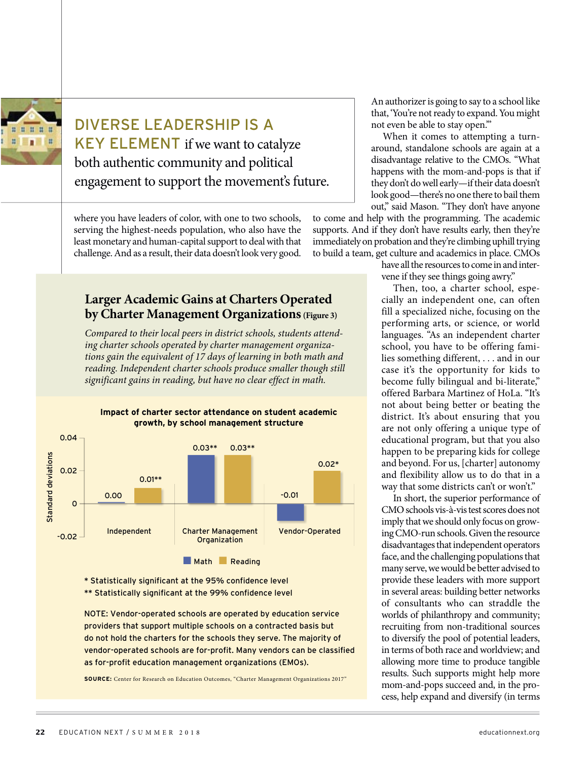## DIVERSE LEADERSHIP IS A KEY ELEMENT if we want to catalyze both authentic community and political engagement to support the movement's future.

where you have leaders of color, with one to two schools, serving the highest-needs population, who also have the least monetary and human-capital support to deal with that challenge. And as a result, their data doesn't look very good. An authorizer is going to say to a school like that, 'You're not ready to expand. You might not even be able to stay open.'"

When it comes to attempting a turnaround, standalone schools are again at a disadvantage relative to the CMOs. "What happens with the mom-and-pops is that if they don't do well early—if their data doesn't look good—there's no one there to bail them out," said Mason. "They don't have anyone to come and help with the programming. The academic supports. And if they don't have results early, then they're immediately on probation and they're climbing uphill trying to build a team, get culture and academics in place. CMOs have all the resources to come in and intervene if they see things going awry."

Then, too, a charter school, especially an independent one, can often fill a specialized niche, focusing on the performing arts, or science, or world languages. "As an independent charter school, you have to be offering families something different, . . . and in our case it's the opportunity for kids to become fully bilingual and bi-literate," offered Barbara Martinez of HoLa. "It's not about being better or beating the district. It's about ensuring that you are not only offering a unique type of educational program, but that you also happen to be preparing kids for college and beyond. For us, [charter] autonomy and flexibility allow us to do that in a way that some districts can't or won't."

In short, the superior performance of CMO schools vis-à-vis test scores does not imply that we should only focus on growing CMO-run schools. Given the resource disadvantages that independent operators face, and the challenging populations that many serve, we would be better advised to provide these leaders with more support in several areas: building better networks of consultants who can straddle the worlds of philanthropy and community; recruiting from non-traditional sources to diversify the pool of potential leaders, in terms of both race and worldview; and allowing more time to produce tangible results. Such supports might help more mom-and-pops succeed and, in the process, help expand and diversify (in terms

### Larger Academic Gains at Charters Operated by Charter Management Organizations (Figure 3)

*Compared to their local peers in district schools, students attending charter schools operated by charter management organizations gain the equivalent of 17 days of learning in both math and reading. Independent charter schools produce smaller though still significant gains in reading, but have no clear effect in math.*

**Impact of charter sector attendance on student academic growth, by school management structure**

| School management structure | Math (standard deviations) | Reading (standard deviations) |
|---|---|---|
| Independent | 0.00 | 0.01** |
| Charter Management Organization | 0.03** | 0.03** |
| Vendor-Operated | -0.01 | 0.02* |

\* Statistically significant at the 95% confidence level
\*\* Statistically significant at the 99% confidence level

NOTE: Vendor-operated schools are operated by education service providers that support multiple schools on a contracted basis but do not hold the charters for the schools they serve. The majority of vendor-operated schools are for-profit. Many vendors can be classified as for-profit education management organizations (EMOs).

**SOURCE:** Center for Research on Education Outcomes, "Charter Management Organizations 2017"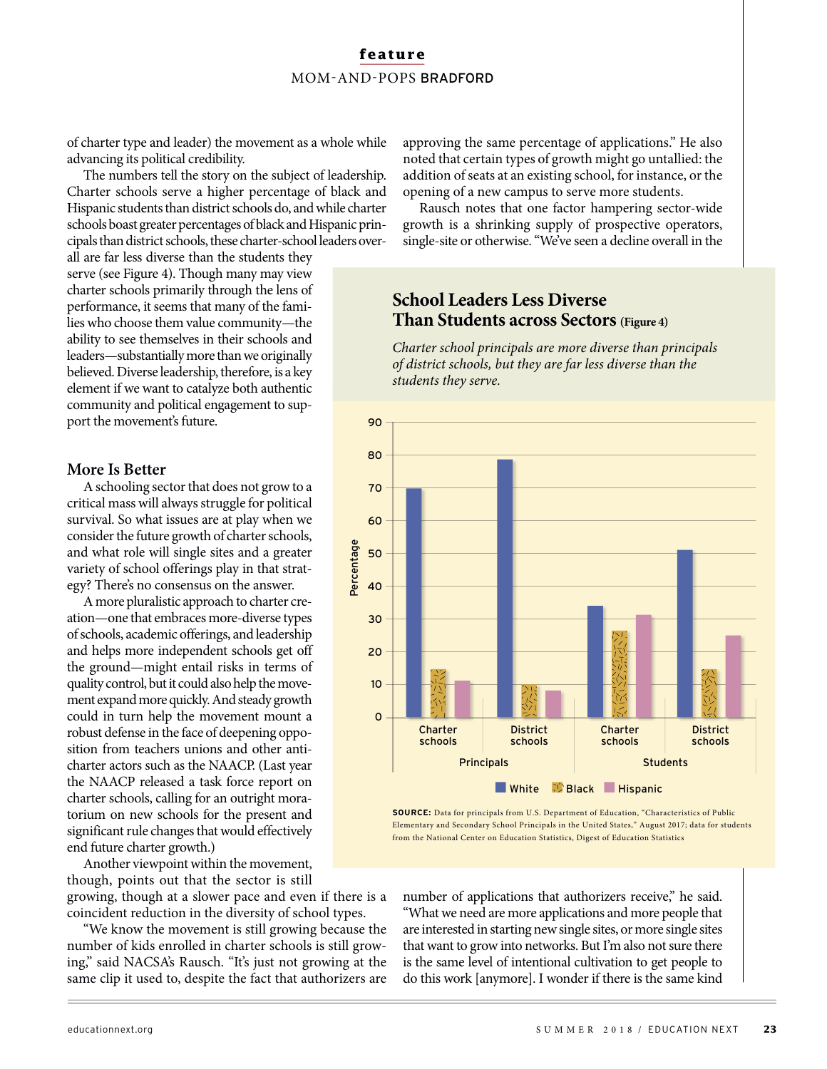of charter type and leader) the movement as a whole while advancing its political credibility.

The numbers tell the story on the subject of leadership. Charter schools serve a higher percentage of black and Hispanic students than district schools do, and while charter schools boast greater percentages of black and Hispanic principals than district schools, these charter-school leaders overall are far less diverse than the students they serve (see Figure 4). Though many may view charter schools primarily through the lens of performance, it seems that many of the families who choose them value community—the ability to see themselves in their schools and leaders—substantially more than we originally believed. Diverse leadership, therefore, is a key element if we want to catalyze both authentic community and political engagement to support the movement's future.

## More Is Better

A schooling sector that does not grow to a critical mass will always struggle for political survival. So what issues are at play when we consider the future growth of charter schools, and what role will single sites and a greater variety of school offerings play in that strategy? There's no consensus on the answer.

A more pluralistic approach to charter creation—one that embraces more-diverse types of schools, academic offerings, and leadership and helps more independent schools get off the ground—might entail risks in terms of quality control, but it could also help the movement expand more quickly. And steady growth could in turn help the movement mount a robust defense in the face of deepening opposition from teachers unions and other anti-charter actors such as the NAACP. (Last year the NAACP released a task force report on charter schools, calling for an outright moratorium on new schools for the present and significant rule changes that would effectively end future charter growth.)

Another viewpoint within the movement, though, points out that the sector is still growing, though at a slower pace and even if there is a coincident reduction in the diversity of school types.

"We know the movement is still growing because the number of kids enrolled in charter schools is still growing," said NACSA's Rausch. "It's just not growing at the same clip it used to, despite the fact that authorizers are approving the same percentage of applications." He also noted that certain types of growth might go untallied: the addition of seats at an existing school, for instance, or the opening of a new campus to serve more students.

Rausch notes that one factor hampering sector-wide growth is a shrinking supply of prospective operators, single-site or otherwise. "We've seen a decline overall in the number of applications that authorizers receive," he said. "What we need are more applications and more people that are interested in starting new single sites, or more single sites that want to grow into networks. But I'm also not sure there is the same level of intentional cultivation to get people to do this work [anymore]. I wonder if there is the same kind

### School Leaders Less Diverse Than Students across Sectors (Figure 4)

*Charter school principals are more diverse than principals of district schools, but they are far less diverse than the students they serve.*

Percentage
0
10
20
30
40
50
60
70
80
90

Charter schools
District schools
Principals

Charter schools
District schools
Students

White
Black
Hispanic

**SOURCE:** Data for principals from U.S. Department of Education, "Characteristics of Public Elementary and Secondary School Principals in the United States," August 2017; data for students from the National Center on Education Statistics, Digest of Education Statistics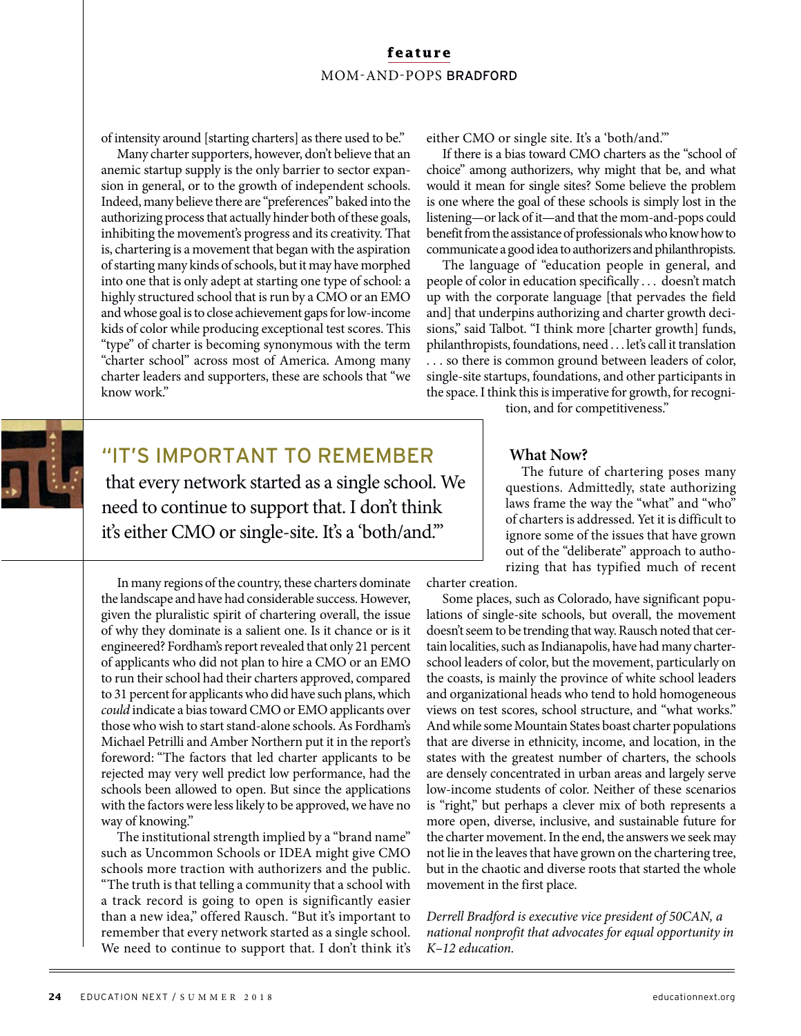of intensity around [starting charters] as there used to be."

Many charter supporters, however, don't believe that an anemic startup supply is the only barrier to sector expansion in general, or to the growth of independent schools. Indeed, many believe there are "preferences" baked into the authorizing process that actually hinder both of these goals, inhibiting the movement's progress and its creativity. That is, chartering is a movement that began with the aspiration of starting many kinds of schools, but it may have morphed into one that is only adept at starting one type of school: a highly structured school that is run by a CMO or an EMO and whose goal is to close achievement gaps for low-income kids of color while producing exceptional test scores. This "type" of charter is becoming synonymous with the term "charter school" across most of America. Among many charter leaders and supporters, these are schools that "we know work."

> "IT'S IMPORTANT TO REMEMBER that every network started as a single school. We need to continue to support that. I don't think it's either CMO or single-site. It's a 'both/and.'"

In many regions of the country, these charters dominate the landscape and have had considerable success. However, given the pluralistic spirit of chartering overall, the issue of why they dominate is a salient one. Is it chance or is it engineered? Fordham's report revealed that only 21 percent of applicants who did not plan to hire a CMO or an EMO to run their school had their charters approved, compared to 31 percent for applicants who did have such plans, which *could* indicate a bias toward CMO or EMO applicants over those who wish to start stand-alone schools. As Fordham's Michael Petrilli and Amber Northern put it in the report's foreword: "The factors that led charter applicants to be rejected may very well predict low performance, had the schools been allowed to open. But since the applications with the factors were less likely to be approved, we have no way of knowing."

The institutional strength implied by a "brand name" such as Uncommon Schools or IDEA might give CMO schools more traction with authorizers and the public. "The truth is that telling a community that a school with a track record is going to open is significantly easier than a new idea," offered Rausch. "But it's important to remember that every network started as a single school. We need to continue to support that. I don't think it's either CMO or single site. It's a 'both/and.'"

If there is a bias toward CMO charters as the "school of choice" among authorizers, why might that be, and what would it mean for single sites? Some believe the problem is one where the goal of these schools is simply lost in the listening—or lack of it—and that the mom-and-pops could benefit from the assistance of professionals who know how to communicate a good idea to authorizers and philanthropists.

The language of "education people in general, and people of color in education specifically . . . doesn't match up with the corporate language [that pervades the field and] that underpins authorizing and charter growth decisions," said Talbot. "I think more [charter growth] funds, philanthropists, foundations, need . . . let's call it translation . . . so there is common ground between leaders of color, single-site startups, foundations, and other participants in the space. I think this is imperative for growth, for recognition, and for competitiveness."

## What Now?

The future of chartering poses many questions. Admittedly, state authorizing laws frame the way the "what" and "who" of charters is addressed. Yet it is difficult to ignore some of the issues that have grown out of the "deliberate" approach to authorizing that has typified much of recent charter creation.

Some places, such as Colorado, have significant populations of single-site schools, but overall, the movement doesn't seem to be trending that way. Rausch noted that certain localities, such as Indianapolis, have had many charter-school leaders of color, but the movement, particularly on the coasts, is mainly the province of white school leaders and organizational heads who tend to hold homogeneous views on test scores, school structure, and "what works." And while some Mountain States boast charter populations that are diverse in ethnicity, income, and location, in the states with the greatest number of charters, the schools are densely concentrated in urban areas and largely serve low-income students of color. Neither of these scenarios is "right," but perhaps a clever mix of both represents a more open, diverse, inclusive, and sustainable future for the charter movement. In the end, the answers we seek may not lie in the leaves that have grown on the chartering tree, but in the chaotic and diverse roots that started the whole movement in the first place.

*Derrell Bradford is executive vice president of 50CAN, a national nonprofit that advocates for equal opportunity in K–12 education.*